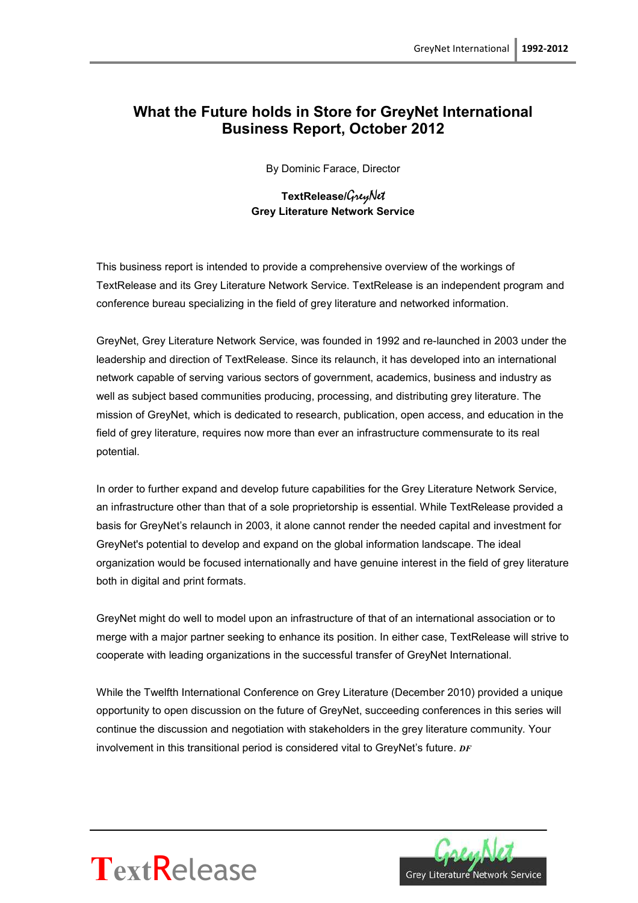# What the Future holds in Store for GreyNet International Business Report, October 2012

By Dominic Farace, Director

**TextRelease/GreyNet**
**Grey Literature Network Service**

This business report is intended to provide a comprehensive overview of the workings of TextRelease and its Grey Literature Network Service. TextRelease is an independent program and conference bureau specializing in the field of grey literature and networked information.

GreyNet, Grey Literature Network Service, was founded in 1992 and re-launched in 2003 under the leadership and direction of TextRelease. Since its relaunch, it has developed into an international network capable of serving various sectors of government, academics, business and industry as well as subject based communities producing, processing, and distributing grey literature. The mission of GreyNet, which is dedicated to research, publication, open access, and education in the field of grey literature, requires now more than ever an infrastructure commensurate to its real potential.

In order to further expand and develop future capabilities for the Grey Literature Network Service, an infrastructure other than that of a sole proprietorship is essential. While TextRelease provided a basis for GreyNet's relaunch in 2003, it alone cannot render the needed capital and investment for GreyNet's potential to develop and expand on the global information landscape. The ideal organization would be focused internationally and have genuine interest in the field of grey literature both in digital and print formats.

GreyNet might do well to model upon an infrastructure of that of an international association or to merge with a major partner seeking to enhance its position. In either case, TextRelease will strive to cooperate with leading organizations in the successful transfer of GreyNet International.

While the Twelfth International Conference on Grey Literature (December 2010) provided a unique opportunity to open discussion on the future of GreyNet, succeeding conferences in this series will continue the discussion and negotiation with stakeholders in the grey literature community. Your involvement in this transitional period is considered vital to GreyNet's future. ***DF***

TextRelease

GreyNet Grey Literature Network Service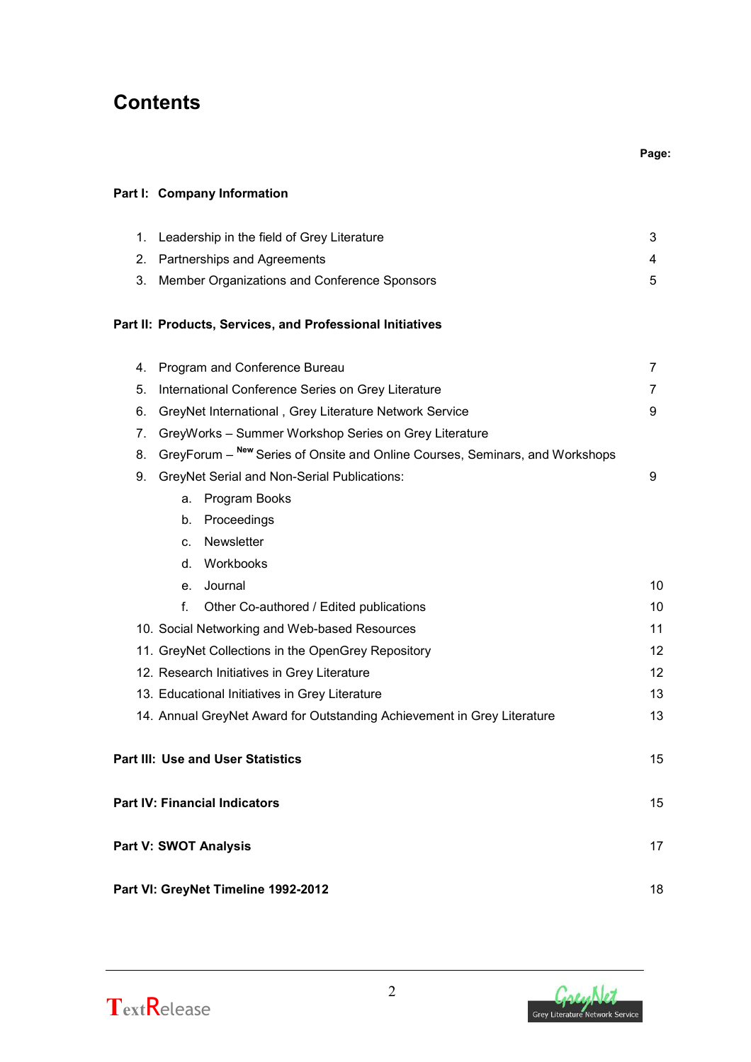# Contents

| | Page: |
|---|---|
| **Part I: Company Information** | |
| 1. Leadership in the field of Grey Literature | 3 |
| 2. Partnerships and Agreements | 4 |
| 3. Member Organizations and Conference Sponsors | 5 |
| **Part II: Products, Services, and Professional Initiatives** | |
| 4. Program and Conference Bureau | 7 |
| 5. International Conference Series on Grey Literature | 7 |
| 6. GreyNet International , Grey Literature Network Service | 9 |
| 7. GreyWorks – Summer Workshop Series on Grey Literature | |
| 8. GreyForum – New Series of Onsite and Online Courses, Seminars, and Workshops | |
| 9. GreyNet Serial and Non-Serial Publications: | 9 |
| a. Program Books | |
| b. Proceedings | |
| c. Newsletter | |
| d. Workbooks | |
| e. Journal | 10 |
| f. Other Co-authored / Edited publications | 10 |
| 10. Social Networking and Web-based Resources | 11 |
| 11. GreyNet Collections in the OpenGrey Repository | 12 |
| 12. Research Initiatives in Grey Literature | 12 |
| 13. Educational Initiatives in Grey Literature | 13 |
| 14. Annual GreyNet Award for Outstanding Achievement in Grey Literature | 13 |
| **Part III: Use and User Statistics** | 15 |
| **Part IV: Financial Indicators** | 15 |
| **Part V: SWOT Analysis** | 17 |
| **Part VI: GreyNet Timeline 1992-2012** | 18 |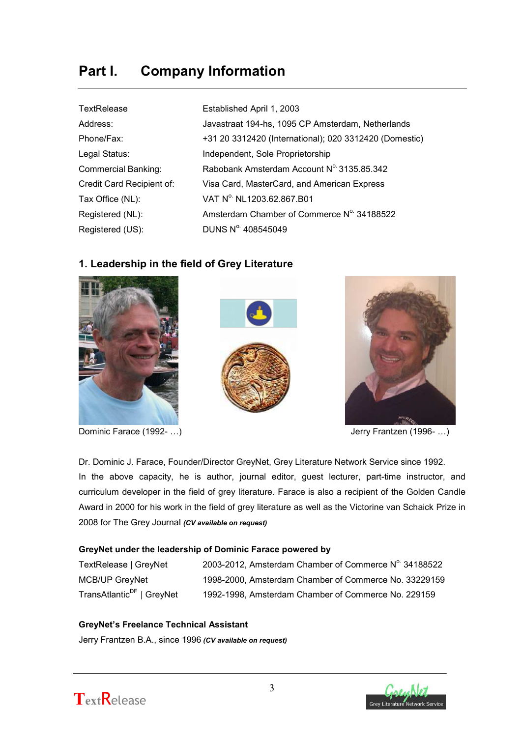# Part I. Company Information

| | |
|---|---|
| TextRelease | Established April 1, 2003 |
| Address: | Javastraat 194-hs, 1095 CP Amsterdam, Netherlands |
| Phone/Fax: | +31 20 3312420 (International); 020 3312420 (Domestic) |
| Legal Status: | Independent, Sole Proprietorship |
| Commercial Banking: | Rabobank Amsterdam Account N°. 3135.85.342 |
| Credit Card Recipient of: | Visa Card, MasterCard, and American Express |
| Tax Office (NL): | VAT N°. NL1203.62.867.B01 |
| Registered (NL): | Amsterdam Chamber of Commerce N°. 34188522 |
| Registered (US): | DUNS N°. 408545049 |

## 1. Leadership in the field of Grey Literature

Dominic Farace (1992- …)

Jerry Frantzen (1996- …)

Dr. Dominic J. Farace, Founder/Director GreyNet, Grey Literature Network Service since 1992. In the above capacity, he is author, journal editor, guest lecturer, part-time instructor, and curriculum developer in the field of grey literature. Farace is also a recipient of the Golden Candle Award in 2000 for his work in the field of grey literature as well as the Victorine van Schaick Prize in 2008 for The Grey Journal ***(CV available on request)***

**GreyNet under the leadership of Dominic Farace powered by**

| | |
|---|---|
| TextRelease \| GreyNet | 2003-2012, Amsterdam Chamber of Commerce N°. 34188522 |
| MCB/UP GreyNet | 1998-2000, Amsterdam Chamber of Commerce No. 33229159 |
| TransAtlantic[DF] \| GreyNet | 1992-1998, Amsterdam Chamber of Commerce No. 229159 |

**GreyNet's Freelance Technical Assistant**

Jerry Frantzen B.A., since 1996 ***(CV available on request)***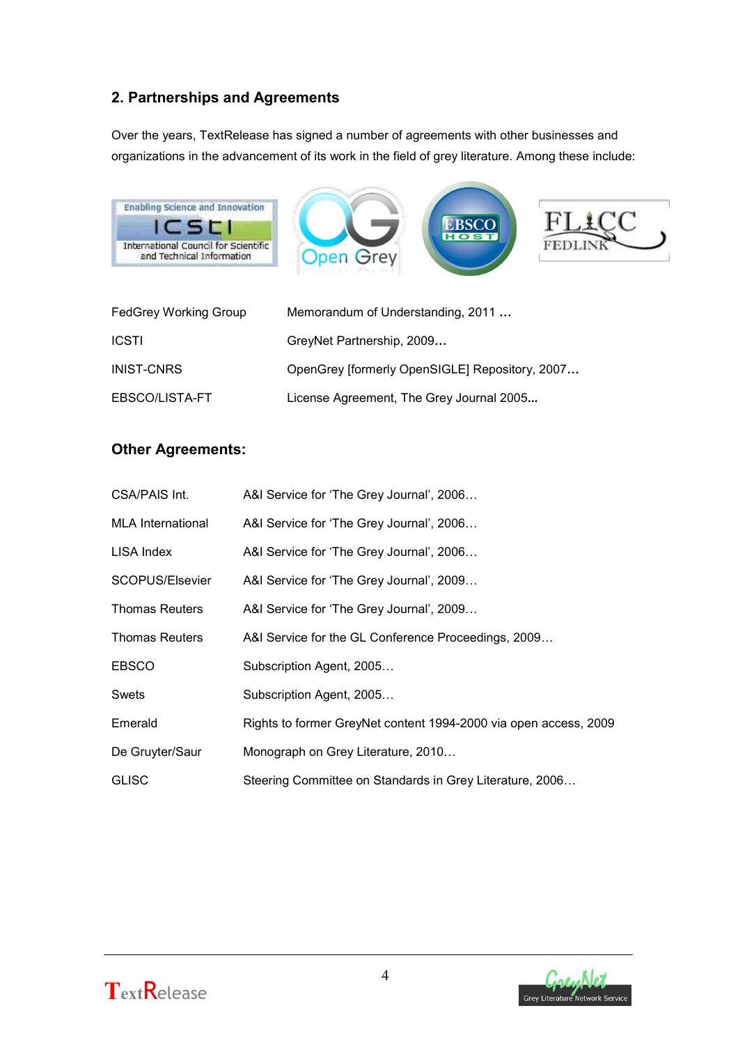## 2. Partnerships and Agreements

Over the years, TextRelease has signed a number of agreements with other businesses and organizations in the advancement of its work in the field of grey literature. Among these include:

| | |
|---|---|
| FedGrey Working Group | Memorandum of Understanding, 2011 **…** |
| ICSTI | GreyNet Partnership, 2009**…** |
| INIST-CNRS | OpenGrey [formerly OpenSIGLE] Repository, 2007**…** |
| EBSCO/LISTA-FT | License Agreement, The Grey Journal 2005**...** |

## Other Agreements:

| | |
|---|---|
| CSA/PAIS Int. | A&I Service for 'The Grey Journal', 2006… |
| MLA International | A&I Service for 'The Grey Journal', 2006… |
| LISA Index | A&I Service for 'The Grey Journal', 2006… |
| SCOPUS/Elsevier | A&I Service for 'The Grey Journal', 2009… |
| Thomas Reuters | A&I Service for 'The Grey Journal', 2009… |
| Thomas Reuters | A&I Service for the GL Conference Proceedings, 2009… |
| EBSCO | Subscription Agent, 2005… |
| Swets | Subscription Agent, 2005… |
| Emerald | Rights to former GreyNet content 1994-2000 via open access, 2009 |
| De Gruyter/Saur | Monograph on Grey Literature, 2010… |
| GLISC | Steering Committee on Standards in Grey Literature, 2006… |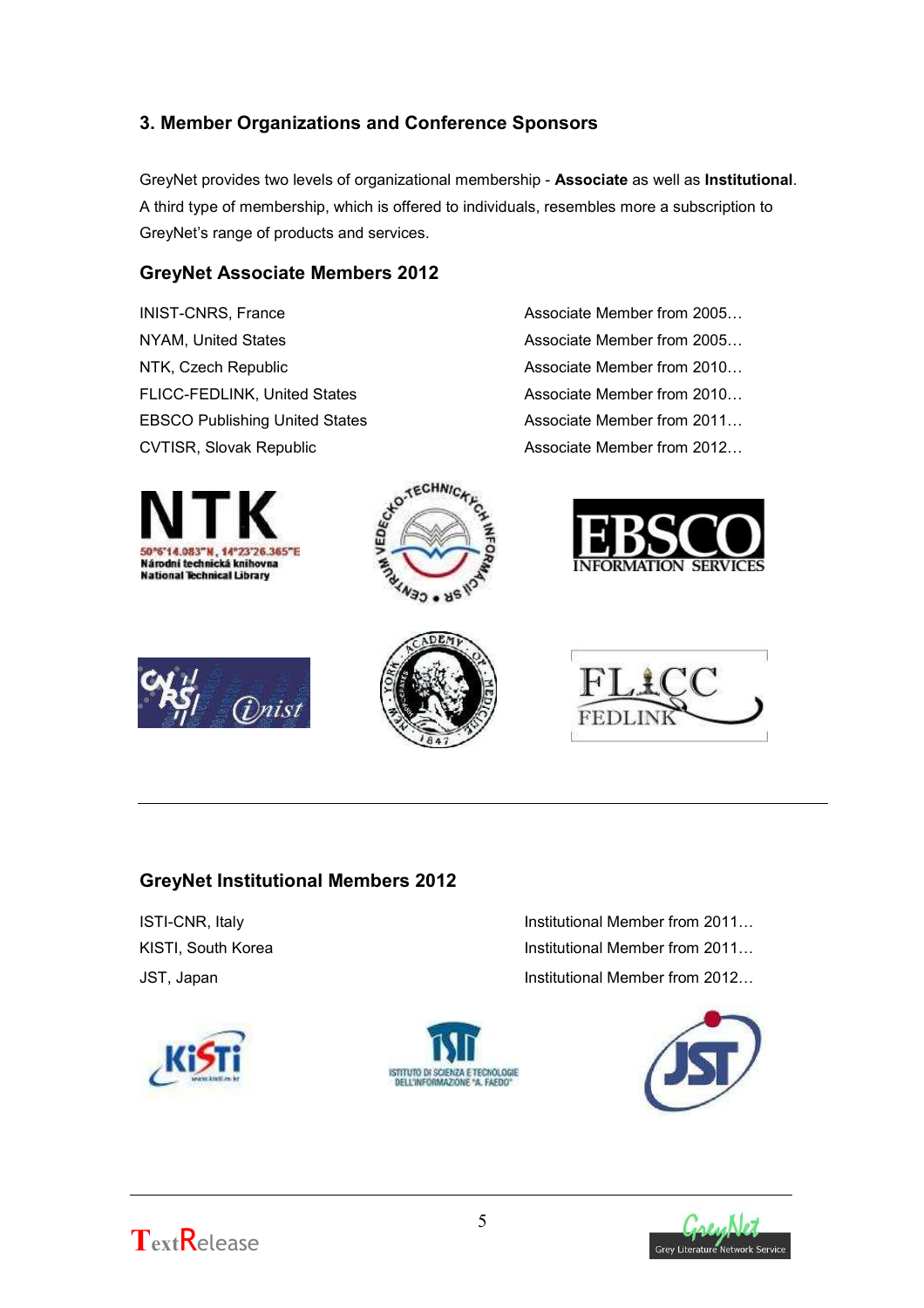## 3. Member Organizations and Conference Sponsors

GreyNet provides two levels of organizational membership - **Associate** as well as **Institutional**. A third type of membership, which is offered to individuals, resembles more a subscription to GreyNet's range of products and services.

### GreyNet Associate Members 2012

| | |
|---|---|
| INIST-CNRS, France | Associate Member from 2005… |
| NYAM, United States | Associate Member from 2005… |
| NTK, Czech Republic | Associate Member from 2010… |
| FLICC-FEDLINK, United States | Associate Member from 2010… |
| EBSCO Publishing United States | Associate Member from 2011… |
| CVTISR, Slovak Republic | Associate Member from 2012… |

### GreyNet Institutional Members 2012

| | |
|---|---|
| ISTI-CNR, Italy | Institutional Member from 2011… |
| KISTI, South Korea | Institutional Member from 2011… |
| JST, Japan | Institutional Member from 2012… |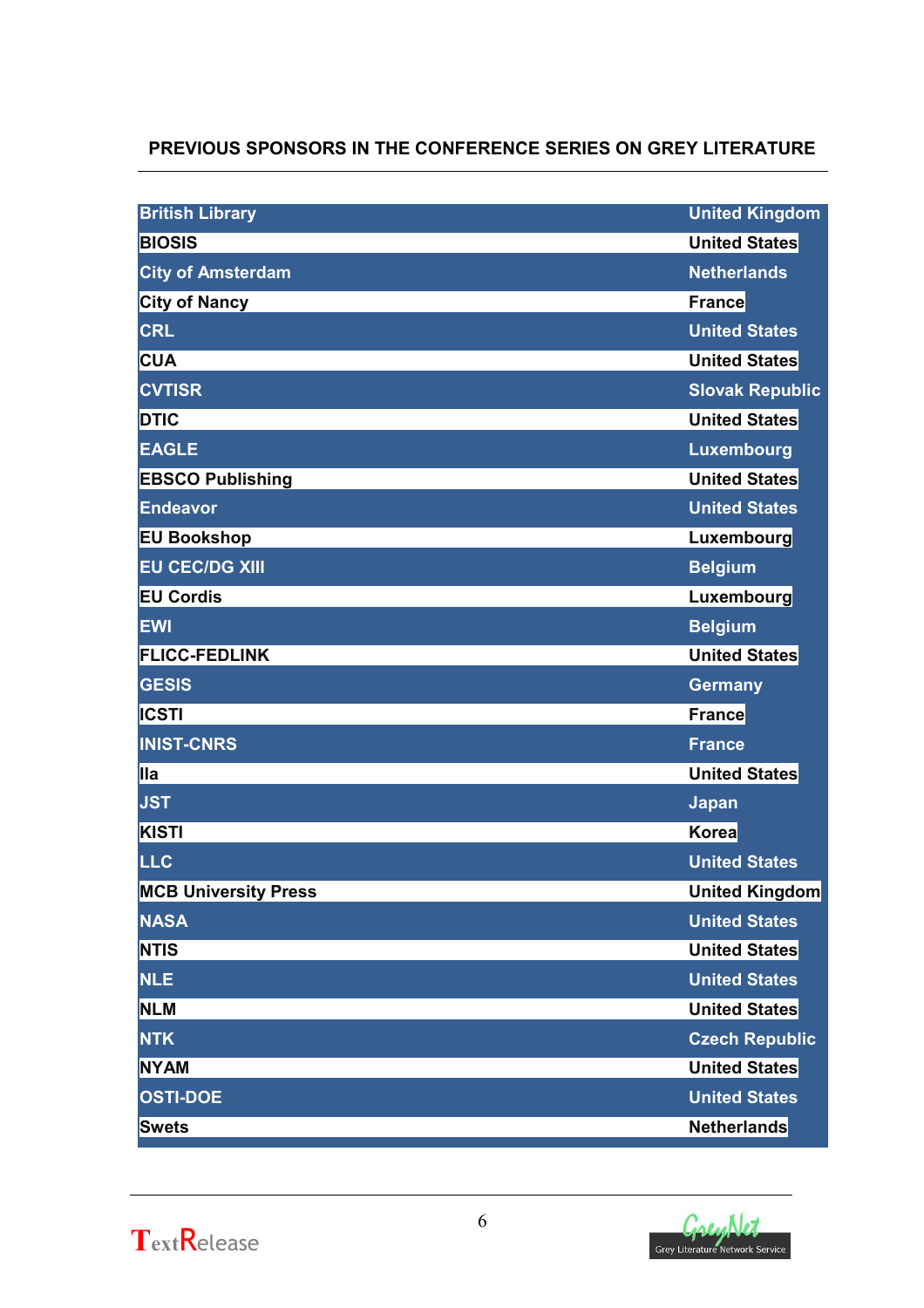## PREVIOUS SPONSORS IN THE CONFERENCE SERIES ON GREY LITERATURE

| | |
|---|---|
| British Library | United Kingdom |
| BIOSIS | United States |
| City of Amsterdam | Netherlands |
| City of Nancy | France |
| CRL | United States |
| CUA | United States |
| CVTISR | Slovak Republic |
| DTIC | United States |
| EAGLE | Luxembourg |
| EBSCO Publishing | United States |
| Endeavor | United States |
| EU Bookshop | Luxembourg |
| EU CEC/DG XIII | Belgium |
| EU Cordis | Luxembourg |
| EWI | Belgium |
| FLICC-FEDLINK | United States |
| GESIS | Germany |
| ICSTI | France |
| INIST-CNRS | France |
| IIa | United States |
| JST | Japan |
| KISTI | Korea |
| LLC | United States |
| MCB University Press | United Kingdom |
| NASA | United States |
| NTIS | United States |
| NLE | United States |
| NLM | United States |
| NTK | Czech Republic |
| NYAM | United States |
| OSTI-DOE | United States |
| Swets | Netherlands |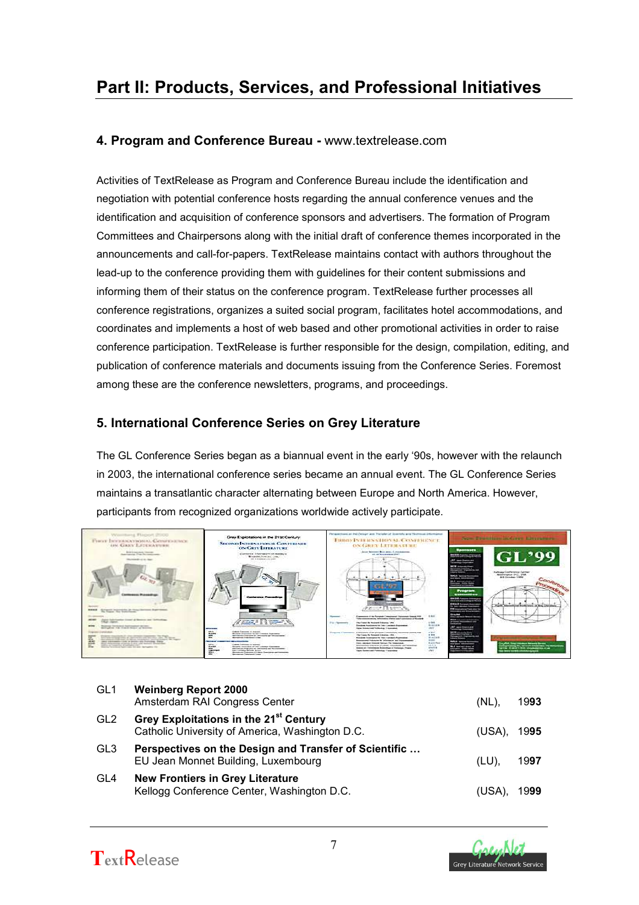# Part II: Products, Services, and Professional Initiatives

## 4. Program and Conference Bureau - www.textrelease.com

Activities of TextRelease as Program and Conference Bureau include the identification and negotiation with potential conference hosts regarding the annual conference venues and the identification and acquisition of conference sponsors and advertisers. The formation of Program Committees and Chairpersons along with the initial draft of conference themes incorporated in the announcements and call-for-papers. TextRelease maintains contact with authors throughout the lead-up to the conference providing them with guidelines for their content submissions and informing them of their status on the conference program. TextRelease further processes all conference registrations, organizes a suited social program, facilitates hotel accommodations, and coordinates and implements a host of web based and other promotional activities in order to raise conference participation. TextRelease is further responsible for the design, compilation, editing, and publication of conference materials and documents issuing from the Conference Series. Foremost among these are the conference newsletters, programs, and proceedings.

## 5. International Conference Series on Grey Literature

The GL Conference Series began as a biannual event in the early '90s, however with the relaunch in 2003, the international conference series became an annual event. The GL Conference Series maintains a transatlantic character alternating between Europe and North America. However, participants from recognized organizations worldwide actively participate.

| | | | |
|---|---|---|---|
| GL1 | **Weinberg Report 2000**<br>Amsterdam RAI Congress Center | (NL), | 19**93** |
| GL2 | **Grey Exploitations in the 21st Century**<br>Catholic University of America, Washington D.C. | (USA), | 19**95** |
| GL3 | **Perspectives on the Design and Transfer of Scientific …**<br>EU Jean Monnet Building, Luxembourg | (LU), | 19**97** |
| GL4 | **New Frontiers in Grey Literature**<br>Kellogg Conference Center, Washington D.C. | (USA), | 19**99** |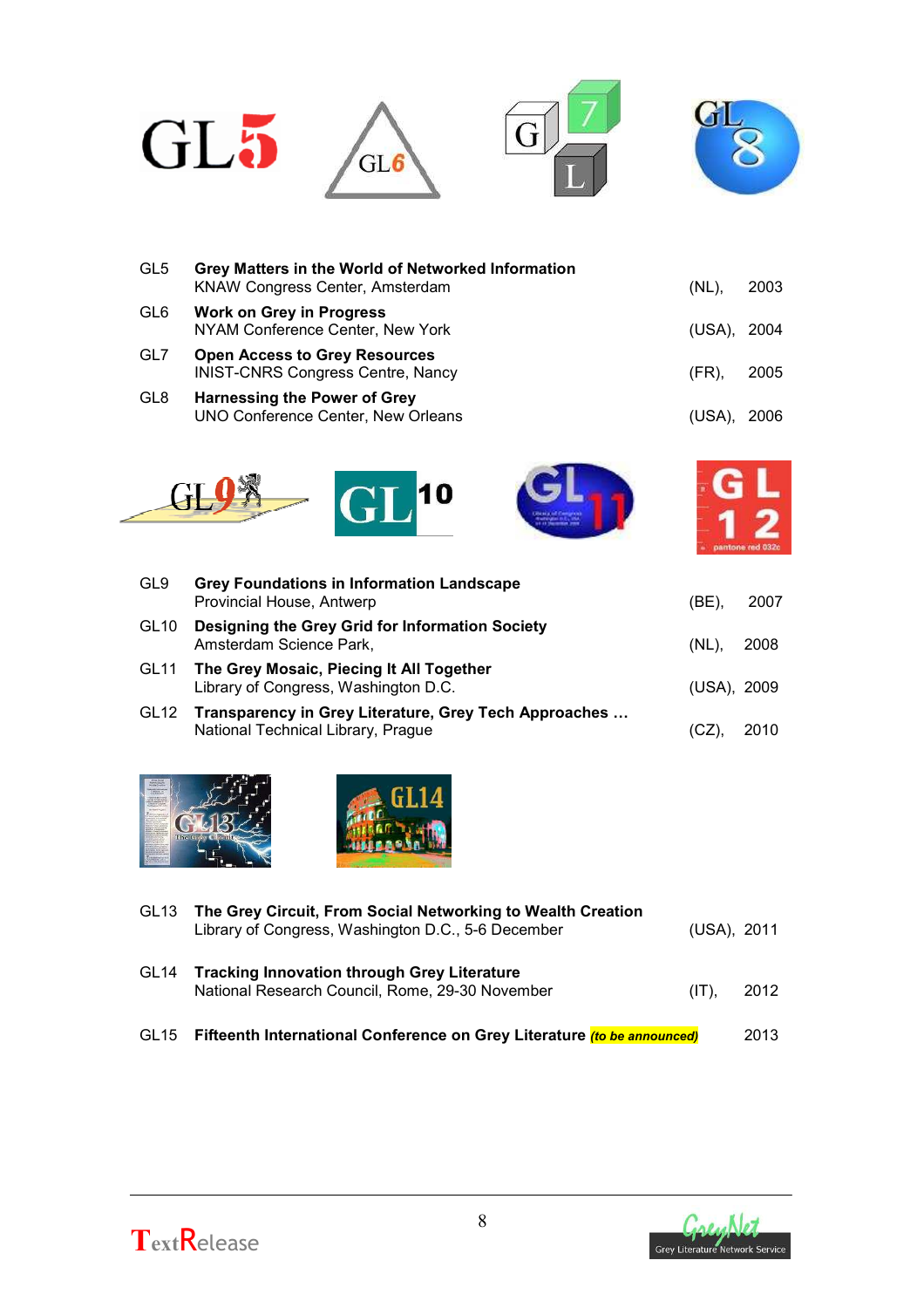| | | | |
|---|---|---|---|
| GL5 | **Grey Matters in the World of Networked Information**<br>KNAW Congress Center, Amsterdam | (NL), | 2003 |
| GL6 | **Work on Grey in Progress**<br>NYAM Conference Center, New York | (USA), | 2004 |
| GL7 | **Open Access to Grey Resources**<br>INIST-CNRS Congress Centre, Nancy | (FR), | 2005 |
| GL8 | **Harnessing the Power of Grey**<br>UNO Conference Center, New Orleans | (USA), | 2006 |

| | | | |
|---|---|---|---|
| GL9 | **Grey Foundations in Information Landscape**<br>Provincial House, Antwerp | (BE), | 2007 |
| GL10 | **Designing the Grey Grid for Information Society**<br>Amsterdam Science Park, | (NL), | 2008 |
| GL11 | **The Grey Mosaic, Piecing It All Together**<br>Library of Congress, Washington D.C. | (USA), | 2009 |
| GL12 | **Transparency in Grey Literature, Grey Tech Approaches …**<br>National Technical Library, Prague | (CZ), | 2010 |

| | | | |
|---|---|---|---|
| GL13 | **The Grey Circuit, From Social Networking to Wealth Creation**<br>Library of Congress, Washington D.C., 5-6 December | (USA), | 2011 |
| GL14 | **Tracking Innovation through Grey Literature**<br>National Research Council, Rome, 29-30 November | (IT), | 2012 |
| GL15 | **Fifteenth International Conference on Grey Literature** ***(to be announced)*** | | 2013 |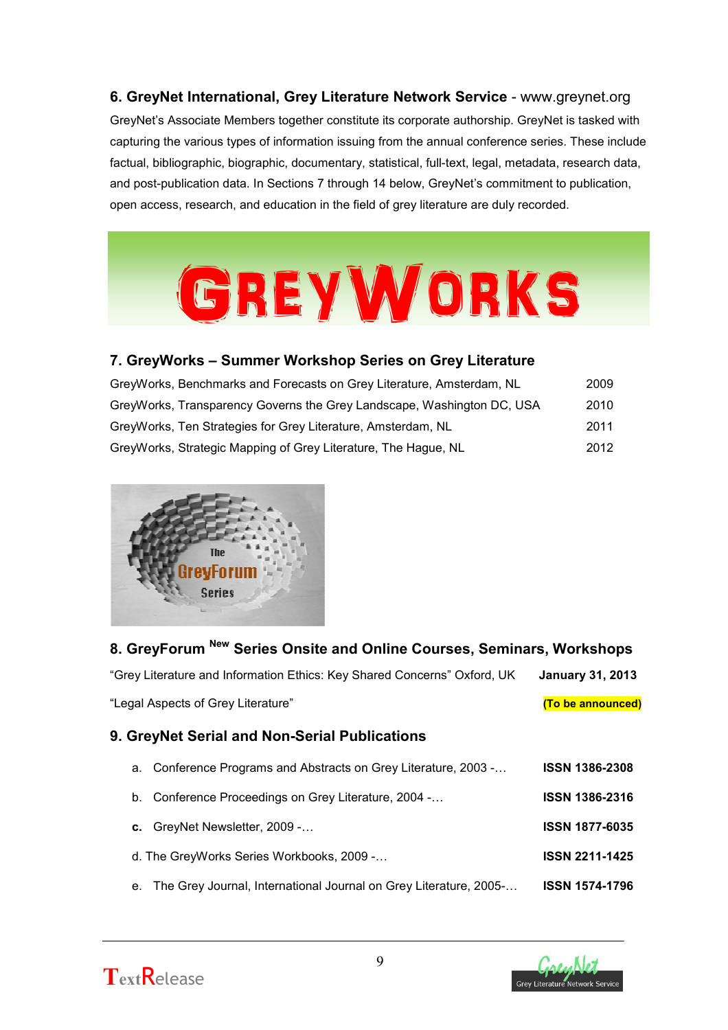## 6. GreyNet International, Grey Literature Network Service - www.greynet.org

GreyNet's Associate Members together constitute its corporate authorship. GreyNet is tasked with capturing the various types of information issuing from the annual conference series. These include factual, bibliographic, biographic, documentary, statistical, full-text, legal, metadata, research data, and post-publication data. In Sections 7 through 14 below, GreyNet's commitment to publication, open access, research, and education in the field of grey literature are duly recorded.

## 7. GreyWorks – Summer Workshop Series on Grey Literature

| | |
|---|---|
| GreyWorks, Benchmarks and Forecasts on Grey Literature, Amsterdam, NL | 2009 |
| GreyWorks, Transparency Governs the Grey Landscape, Washington DC, USA | 2010 |
| GreyWorks, Ten Strategies for Grey Literature, Amsterdam, NL | 2011 |
| GreyWorks, Strategic Mapping of Grey Literature, The Hague, NL | 2012 |

## 8. GreyForum [New] Series Onsite and Online Courses, Seminars, Workshops

| | |
|---|---|
| "Grey Literature and Information Ethics: Key Shared Concerns" Oxford, UK | **January 31, 2013** |
| "Legal Aspects of Grey Literature" | **(To be announced)** |

## 9. GreyNet Serial and Non-Serial Publications

| | |
|---|---|
| a. Conference Programs and Abstracts on Grey Literature, 2003 -… | **ISSN 1386-2308** |
| b. Conference Proceedings on Grey Literature, 2004 -… | **ISSN 1386-2316** |
| **c.** GreyNet Newsletter, 2009 -… | **ISSN 1877-6035** |
| d. The GreyWorks Series Workbooks, 2009 -… | **ISSN 2211-1425** |
| e. The Grey Journal, International Journal on Grey Literature, 2005-… | **ISSN 1574-1796** |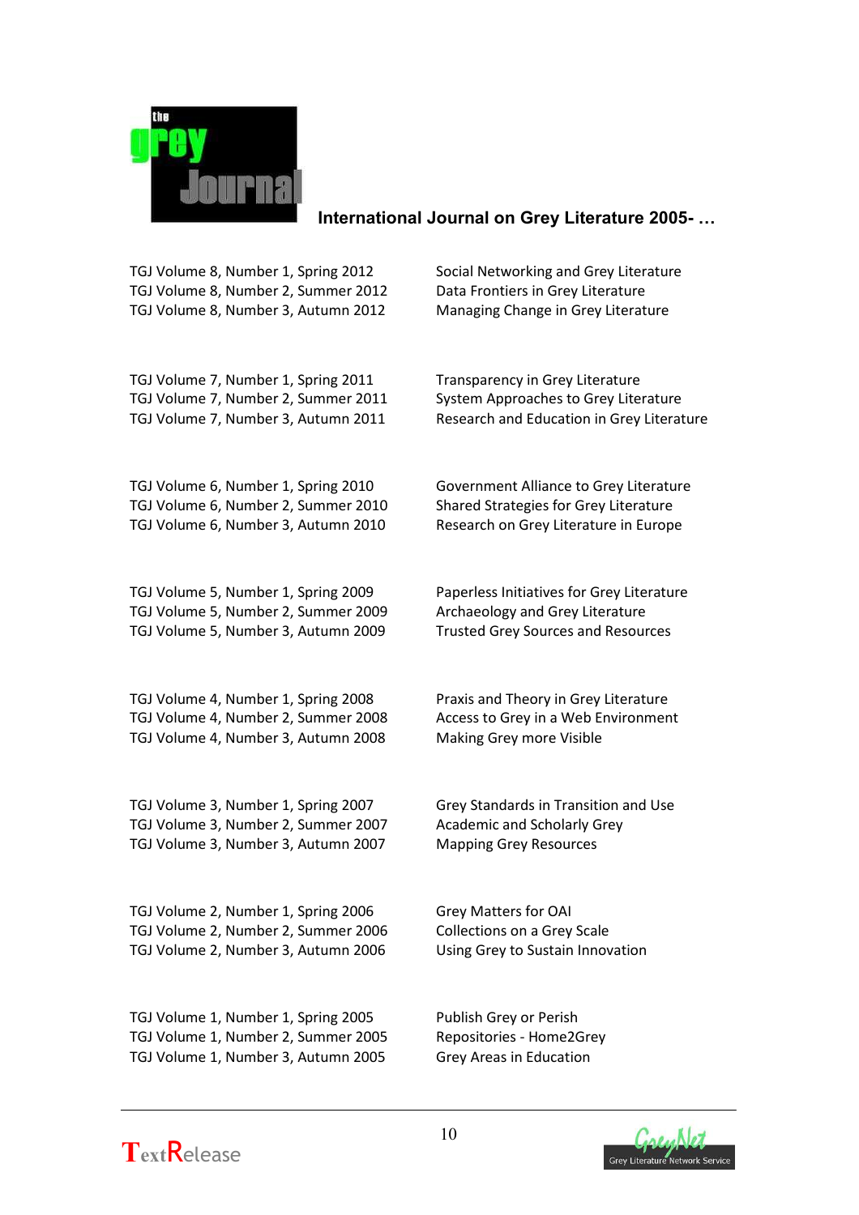# International Journal on Grey Literature 2005- …

| | |
|---|---|
| TGJ Volume 8, Number 1, Spring 2012 | Social Networking and Grey Literature |
| TGJ Volume 8, Number 2, Summer 2012 | Data Frontiers in Grey Literature |
| TGJ Volume 8, Number 3, Autumn 2012 | Managing Change in Grey Literature |
| TGJ Volume 7, Number 1, Spring 2011 | Transparency in Grey Literature |
| TGJ Volume 7, Number 2, Summer 2011 | System Approaches to Grey Literature |
| TGJ Volume 7, Number 3, Autumn 2011 | Research and Education in Grey Literature |
| TGJ Volume 6, Number 1, Spring 2010 | Government Alliance to Grey Literature |
| TGJ Volume 6, Number 2, Summer 2010 | Shared Strategies for Grey Literature |
| TGJ Volume 6, Number 3, Autumn 2010 | Research on Grey Literature in Europe |
| TGJ Volume 5, Number 1, Spring 2009 | Paperless Initiatives for Grey Literature |
| TGJ Volume 5, Number 2, Summer 2009 | Archaeology and Grey Literature |
| TGJ Volume 5, Number 3, Autumn 2009 | Trusted Grey Sources and Resources |
| TGJ Volume 4, Number 1, Spring 2008 | Praxis and Theory in Grey Literature |
| TGJ Volume 4, Number 2, Summer 2008 | Access to Grey in a Web Environment |
| TGJ Volume 4, Number 3, Autumn 2008 | Making Grey more Visible |
| TGJ Volume 3, Number 1, Spring 2007 | Grey Standards in Transition and Use |
| TGJ Volume 3, Number 2, Summer 2007 | Academic and Scholarly Grey |
| TGJ Volume 3, Number 3, Autumn 2007 | Mapping Grey Resources |
| TGJ Volume 2, Number 1, Spring 2006 | Grey Matters for OAI |
| TGJ Volume 2, Number 2, Summer 2006 | Collections on a Grey Scale |
| TGJ Volume 2, Number 3, Autumn 2006 | Using Grey to Sustain Innovation |
| TGJ Volume 1, Number 1, Spring 2005 | Publish Grey or Perish |
| TGJ Volume 1, Number 2, Summer 2005 | Repositories - Home2Grey |
| TGJ Volume 1, Number 3, Autumn 2005 | Grey Areas in Education |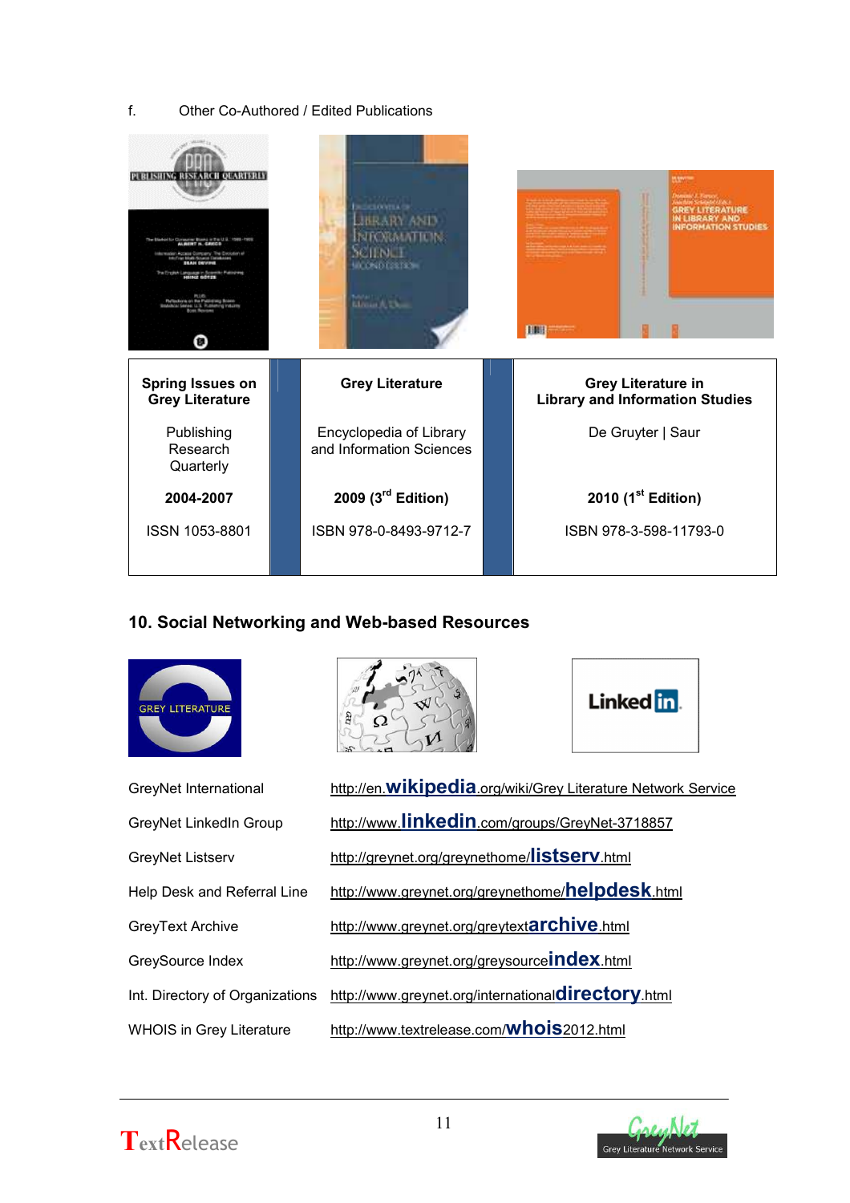f. Other Co-Authored / Edited Publications

| Spring Issues on Grey Literature | Grey Literature | Grey Literature in Library and Information Studies |
| --- | --- | --- |
| Publishing Research Quarterly | Encyclopedia of Library and Information Sciences | De Gruyter \| Saur |
| **2004-2007** | **2009 (3rd Edition)** | **2010 (1st Edition)** |
| ISSN 1053-8801 | ISBN 978-0-8493-9712-7 | ISBN 978-3-598-11793-0 |

## 10. Social Networking and Web-based Resources

| | |
| --- | --- |
| GreyNet International | http://en.wikipedia.org/wiki/Grey Literature Network Service |
| GreyNet LinkedIn Group | http://www.linkedin.com/groups/GreyNet-3718857 |
| GreyNet Listserv | http://greynet.org/greynethome/listserv.html |
| Help Desk and Referral Line | http://www.greynet.org/greynethome/helpdesk.html |
| GreyText Archive | http://www.greynet.org/greytextarchive.html |
| GreySource Index | http://www.greynet.org/greysourceindex.html |
| Int. Directory of Organizations | http://www.greynet.org/internationaldirectory.html |
| WHOIS in Grey Literature | http://www.textrelease.com/whois2012.html |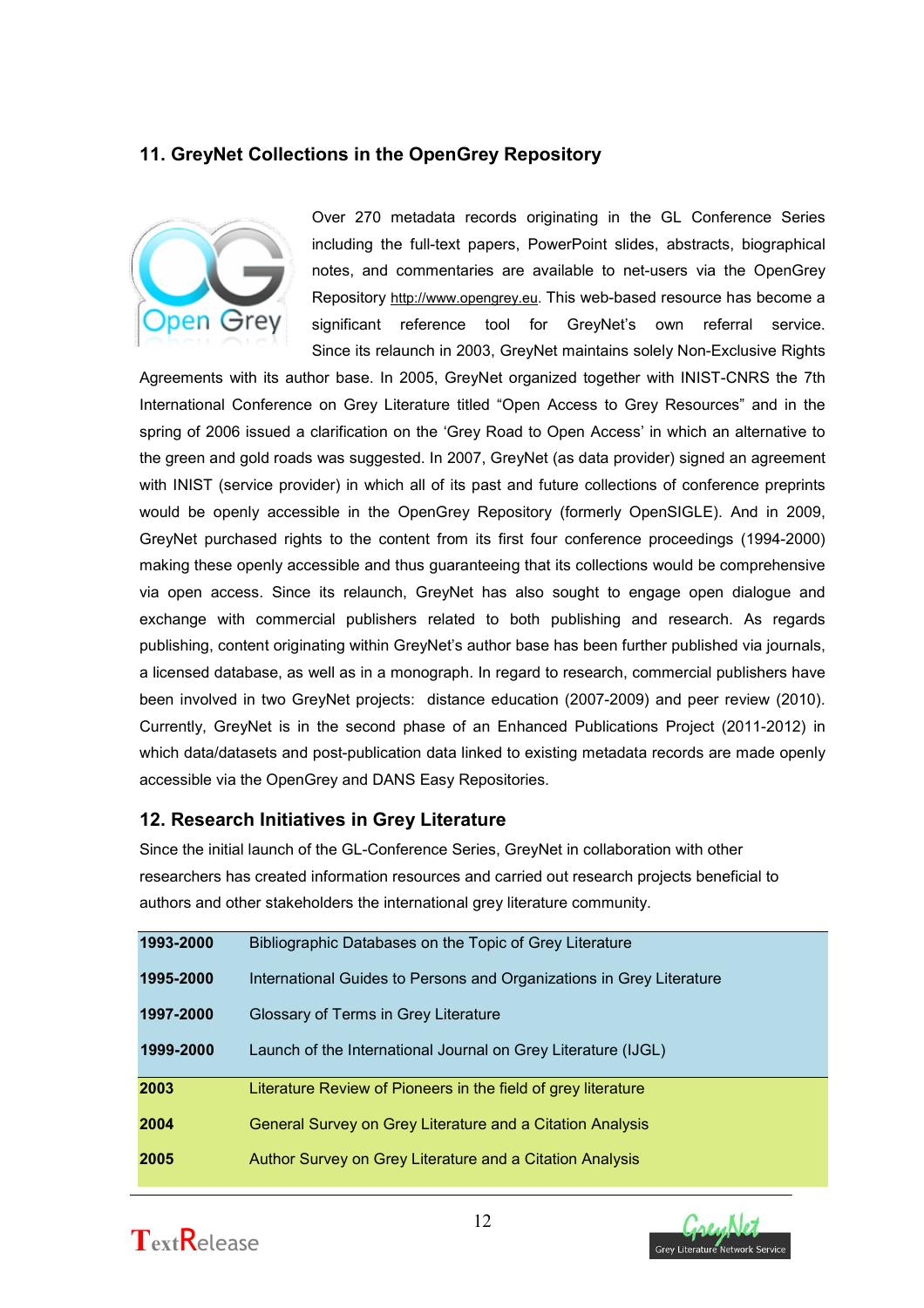## 11. GreyNet Collections in the OpenGrey Repository

Over 270 metadata records originating in the GL Conference Series including the full-text papers, PowerPoint slides, abstracts, biographical notes, and commentaries are available to net-users via the OpenGrey Repository http://www.opengrey.eu. This web-based resource has become a significant reference tool for GreyNet's own referral service. Since its relaunch in 2003, GreyNet maintains solely Non-Exclusive Rights Agreements with its author base. In 2005, GreyNet organized together with INIST-CNRS the 7th International Conference on Grey Literature titled "Open Access to Grey Resources" and in the spring of 2006 issued a clarification on the 'Grey Road to Open Access' in which an alternative to the green and gold roads was suggested. In 2007, GreyNet (as data provider) signed an agreement with INIST (service provider) in which all of its past and future collections of conference preprints would be openly accessible in the OpenGrey Repository (formerly OpenSIGLE). And in 2009, GreyNet purchased rights to the content from its first four conference proceedings (1994-2000) making these openly accessible and thus guaranteeing that its collections would be comprehensive via open access. Since its relaunch, GreyNet has also sought to engage open dialogue and exchange with commercial publishers related to both publishing and research. As regards publishing, content originating within GreyNet's author base has been further published via journals, a licensed database, as well as in a monograph. In regard to research, commercial publishers have been involved in two GreyNet projects: distance education (2007-2009) and peer review (2010). Currently, GreyNet is in the second phase of an Enhanced Publications Project (2011-2012) in which data/datasets and post-publication data linked to existing metadata records are made openly accessible via the OpenGrey and DANS Easy Repositories.

## 12. Research Initiatives in Grey Literature

Since the initial launch of the GL-Conference Series, GreyNet in collaboration with other researchers has created information resources and carried out research projects beneficial to authors and other stakeholders the international grey literature community.

| | |
|---|---|
| **1993-2000** | Bibliographic Databases on the Topic of Grey Literature |
| **1995-2000** | International Guides to Persons and Organizations in Grey Literature |
| **1997-2000** | Glossary of Terms in Grey Literature |
| **1999-2000** | Launch of the International Journal on Grey Literature (IJGL) |
| **2003** | Literature Review of Pioneers in the field of grey literature |
| **2004** | General Survey on Grey Literature and a Citation Analysis |
| **2005** | Author Survey on Grey Literature and a Citation Analysis |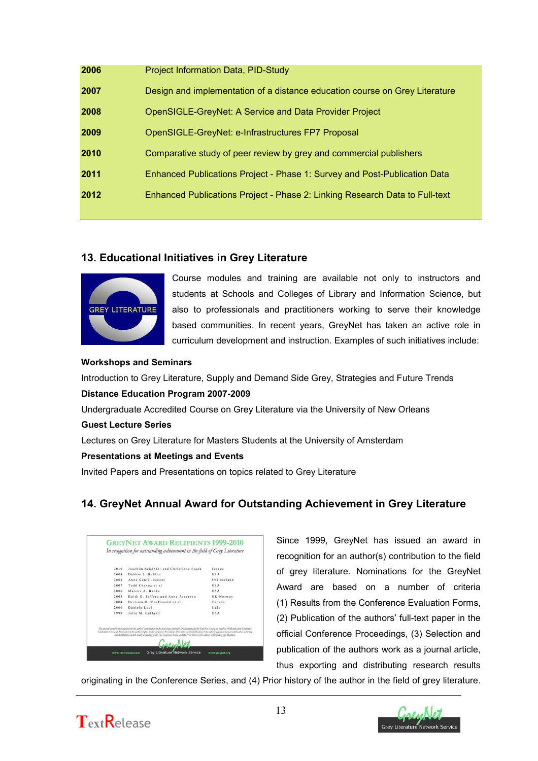| | |
|---|---|
| **2006** | Project Information Data, PID-Study |
| **2007** | Design and implementation of a distance education course on Grey Literature |
| **2008** | OpenSIGLE-GreyNet: A Service and Data Provider Project |
| **2009** | OpenSIGLE-GreyNet: e-Infrastructures FP7 Proposal |
| **2010** | Comparative study of peer review by grey and commercial publishers |
| **2011** | Enhanced Publications Project - Phase 1: Survey and Post-Publication Data |
| **2012** | Enhanced Publications Project - Phase 2: Linking Research Data to Full-text |

## 13. Educational Initiatives in Grey Literature

Course modules and training are available not only to instructors and students at Schools and Colleges of Library and Information Science, but also to professionals and practitioners working to serve their knowledge based communities. In recent years, GreyNet has taken an active role in curriculum development and instruction. Examples of such initiatives include:

**Workshops and Seminars**

Introduction to Grey Literature, Supply and Demand Side Grey, Strategies and Future Trends

**Distance Education Program 2007-2009**

Undergraduate Accredited Course on Grey Literature via the University of New Orleans

**Guest Lecture Series**

Lectures on Grey Literature for Masters Students at the University of Amsterdam

**Presentations at Meetings and Events**

Invited Papers and Presentations on topics related to Grey Literature

## 14. GreyNet Annual Award for Outstanding Achievement in Grey Literature

**GREYNET AWARD RECIPIENTS 1999-2010**

*In recognition for outstanding achievement in the field of Grey Literature*

| | | |
|---|---|---|
| 2010 | Joachim Schöpfel and Christiane Stock | France |
| 2009 | Debbie L. Rabina | USA |
| 2008 | Anne Gentil-Beccot | Switzerland |
| 2007 | Todd Chavez et al | USA |
| 2006 | Marcus A. Banks | USA |
| 2005 | Keith G. Jeffery and Anne Asserson | UK-Norway |
| 2004 | Bertrum H. MacDonald et al | Canada |
| 2000 | Daniela Luzi | Italy |
| 1999 | Julia M. Gelfand | USA |

Since 1999, GreyNet has issued an award in recognition for an author(s) contribution to the field of grey literature. Nominations for the GreyNet Award are based on a number of criteria (1) Results from the Conference Evaluation Forms, (2) Publication of the authors' full-text paper in the official Conference Proceedings, (3) Selection and publication of the authors work as a journal article, thus exporting and distributing research results originating in the Conference Series, and (4) Prior history of the author in the field of grey literature.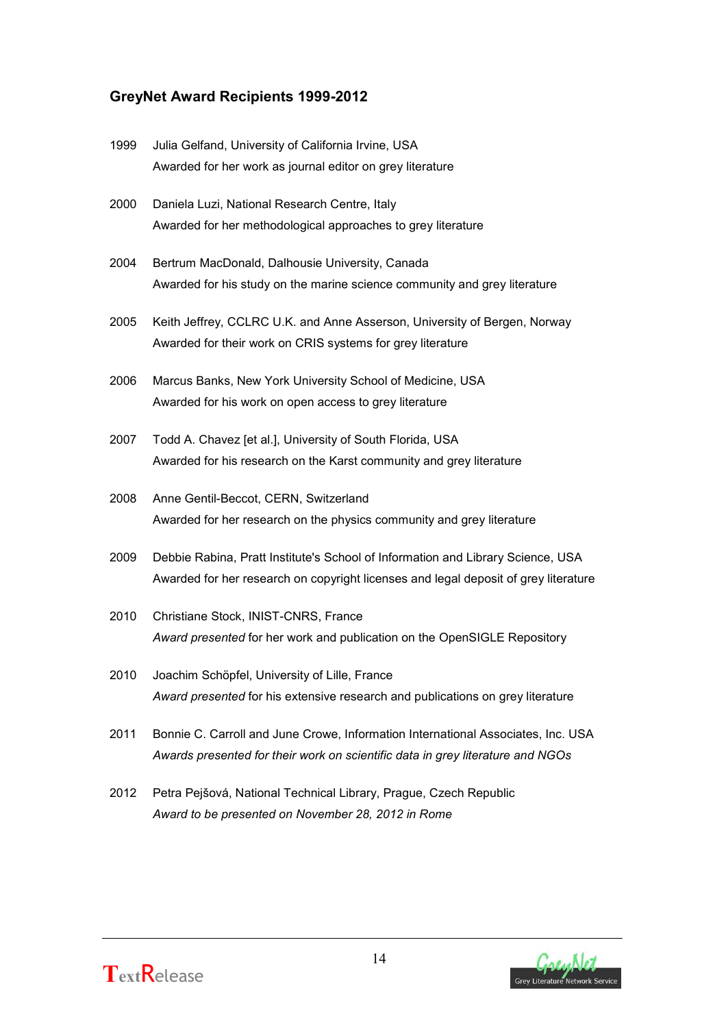### GreyNet Award Recipients 1999-2012

1999 Julia Gelfand, University of California Irvine, USA
Awarded for her work as journal editor on grey literature

2000 Daniela Luzi, National Research Centre, Italy
Awarded for her methodological approaches to grey literature

2004 Bertrum MacDonald, Dalhousie University, Canada
Awarded for his study on the marine science community and grey literature

2005 Keith Jeffrey, CCLRC U.K. and Anne Asserson, University of Bergen, Norway
Awarded for their work on CRIS systems for grey literature

2006 Marcus Banks, New York University School of Medicine, USA
Awarded for his work on open access to grey literature

2007 Todd A. Chavez [et al.], University of South Florida, USA
Awarded for his research on the Karst community and grey literature

2008 Anne Gentil-Beccot, CERN, Switzerland
Awarded for her research on the physics community and grey literature

2009 Debbie Rabina, Pratt Institute's School of Information and Library Science, USA
Awarded for her research on copyright licenses and legal deposit of grey literature

2010 Christiane Stock, INIST-CNRS, France
*Award presented* for her work and publication on the OpenSIGLE Repository

2010 Joachim Schöpfel, University of Lille, France
*Award presented* for his extensive research and publications on grey literature

2011 Bonnie C. Carroll and June Crowe, Information International Associates, Inc. USA
*Awards presented for their work on scientific data in grey literature and NGOs*

2012 Petra Pejšová, National Technical Library, Prague, Czech Republic
*Award to be presented on November 28, 2012 in Rome*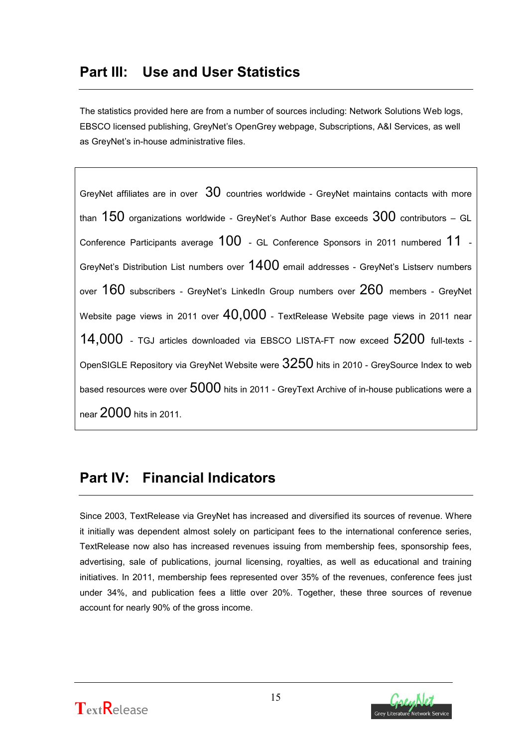## Part III: Use and User Statistics

The statistics provided here are from a number of sources including: Network Solutions Web logs, EBSCO licensed publishing, GreyNet's OpenGrey webpage, Subscriptions, A&I Services, as well as GreyNet's in-house administrative files.

GreyNet affiliates are in over **30** countries worldwide - GreyNet maintains contacts with more than **150** organizations worldwide - GreyNet's Author Base exceeds **300** contributors – GL Conference Participants average **100** - GL Conference Sponsors in 2011 numbered **11** - GreyNet's Distribution List numbers over **1400** email addresses - GreyNet's Listserv numbers over **160** subscribers - GreyNet's LinkedIn Group numbers over **260** members - GreyNet Website page views in 2011 over **40,000** - TextRelease Website page views in 2011 near **14,000** - TGJ articles downloaded via EBSCO LISTA-FT now exceed **5200** full-texts - OpenSIGLE Repository via GreyNet Website were **3250** hits in 2010 - GreySource Index to web based resources were over **5000** hits in 2011 - GreyText Archive of in-house publications were a near **2000** hits in 2011.

## Part IV: Financial Indicators

Since 2003, TextRelease via GreyNet has increased and diversified its sources of revenue. Where it initially was dependent almost solely on participant fees to the international conference series, TextRelease now also has increased revenues issuing from membership fees, sponsorship fees, advertising, sale of publications, journal licensing, royalties, as well as educational and training initiatives. In 2011, membership fees represented over 35% of the revenues, conference fees just under 34%, and publication fees a little over 20%. Together, these three sources of revenue account for nearly 90% of the gross income.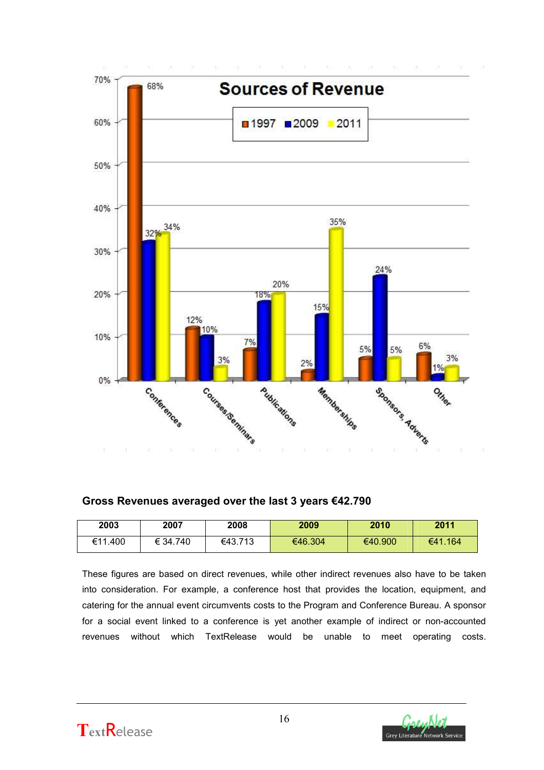**Sources of Revenue**

| | 1997 | 2009 | 2011 |
|---|---|---|---|
| Conferences | 68% | 32% | 34% |
| Courses/Seminars | 12% | 10% | 3% |
| Publications | 7% | 18% | 20% |
| Memberships | 2% | 15% | 35% |
| Sponsors, Adverts | 5% | 24% | 5% |
| Other | 6% | 1% | 3% |

**Gross Revenues averaged over the last 3 years €42.790**

| 2003 | 2007 | 2008 | 2009 | 2010 | 2011 |
|---|---|---|---|---|---|
| €11.400 | € 34.740 | €43.713 | €46.304 | €40.900 | €41.164 |

These figures are based on direct revenues, while other indirect revenues also have to be taken into consideration. For example, a conference host that provides the location, equipment, and catering for the annual event circumvents costs to the Program and Conference Bureau. A sponsor for a social event linked to a conference is yet another example of indirect or non-accounted revenues without which TextRelease would be unable to meet operating costs.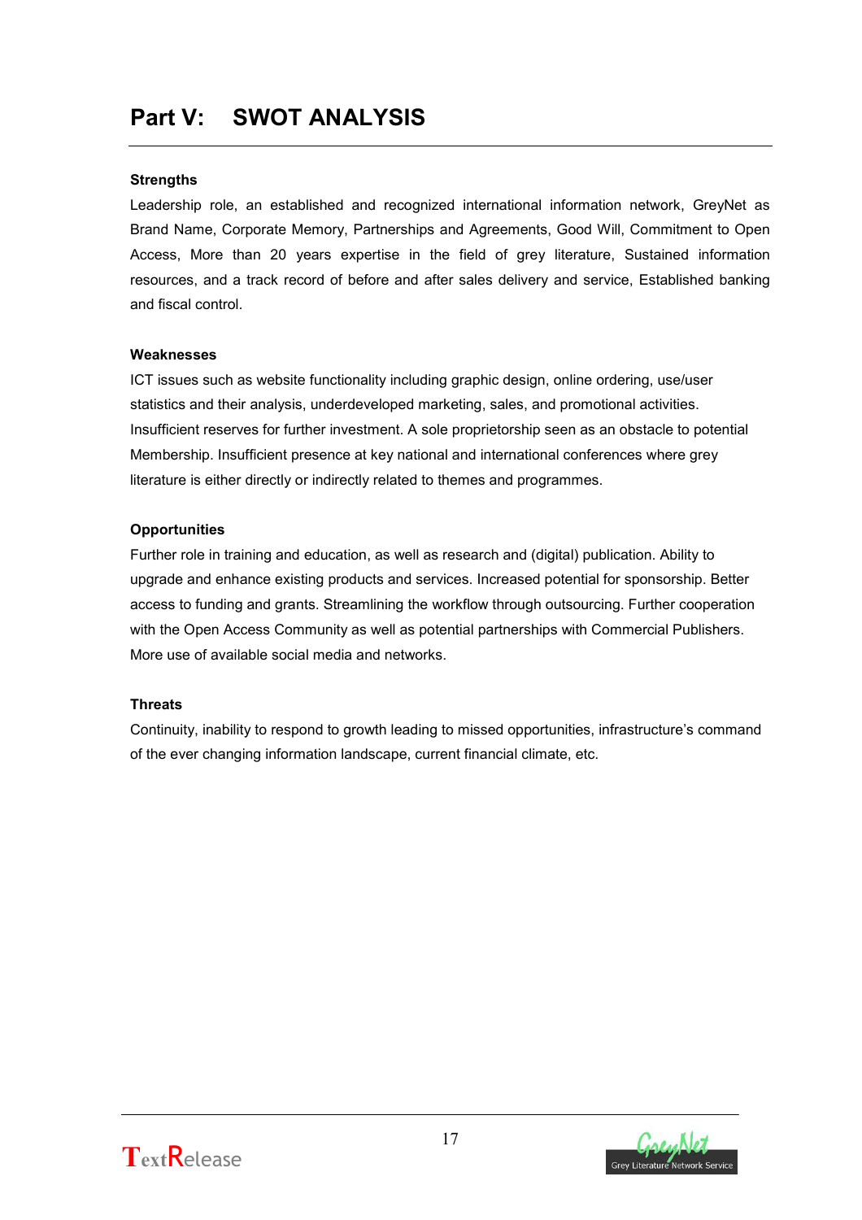# Part V: SWOT ANALYSIS

**Strengths**

Leadership role, an established and recognized international information network, GreyNet as Brand Name, Corporate Memory, Partnerships and Agreements, Good Will, Commitment to Open Access, More than 20 years expertise in the field of grey literature, Sustained information resources, and a track record of before and after sales delivery and service, Established banking and fiscal control.

**Weaknesses**

ICT issues such as website functionality including graphic design, online ordering, use/user statistics and their analysis, underdeveloped marketing, sales, and promotional activities. Insufficient reserves for further investment. A sole proprietorship seen as an obstacle to potential Membership. Insufficient presence at key national and international conferences where grey literature is either directly or indirectly related to themes and programmes.

**Opportunities**

Further role in training and education, as well as research and (digital) publication. Ability to upgrade and enhance existing products and services. Increased potential for sponsorship. Better access to funding and grants. Streamlining the workflow through outsourcing. Further cooperation with the Open Access Community as well as potential partnerships with Commercial Publishers. More use of available social media and networks.

**Threats**

Continuity, inability to respond to growth leading to missed opportunities, infrastructure's command of the ever changing information landscape, current financial climate, etc.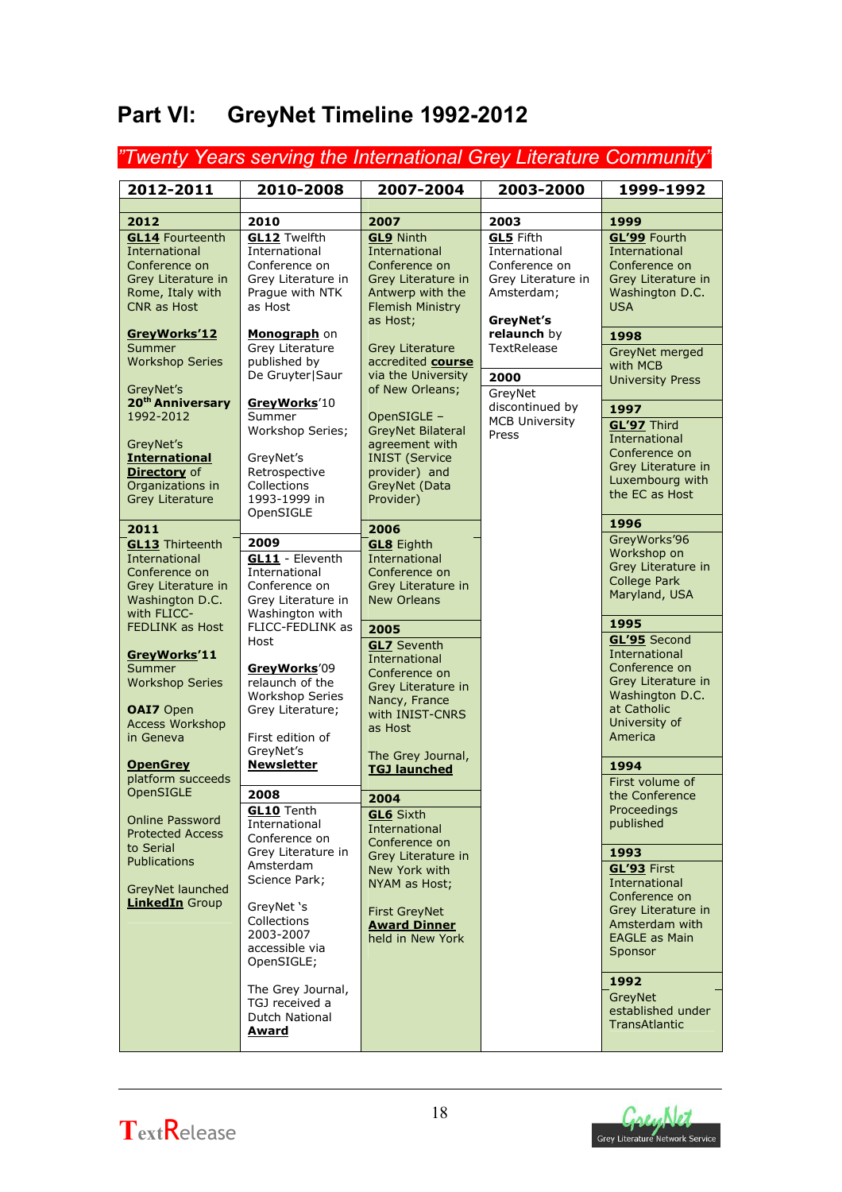# Part VI: GreyNet Timeline 1992-2012

*"Twenty Years serving the International Grey Literature Community"*

| 2012-2011 | 2010-2008 | 2007-2004 | 2003-2000 | 1999-1992 |
|---|---|---|---|---|
| **2012**<br>**GL14** Fourteenth International Conference on Grey Literature in Rome, Italy with CNR as Host<br><br>**GreyWorks'12** Summer Workshop Series<br><br>GreyNet's **20th Anniversary** 1992-2012<br><br>GreyNet's **International Directory** of Organizations in Grey Literature<br><br>**2011**<br>**GL13** Thirteenth International Conference on Grey Literature in Washington D.C. with FLICC-FEDLINK as Host<br><br>**GreyWorks'11** Summer Workshop Series<br><br>**OAI7** Open Access Workshop in Geneva<br><br>**OpenGrey** platform succeeds OpenSIGLE<br><br>Online Password Protected Access to Serial Publications<br><br>GreyNet launched **LinkedIn** Group | **2010**<br>**GL12** Twelfth International Conference on Grey Literature in Prague with NTK as Host<br><br>**Monograph** on Grey Literature published by De Gruyter\|Saur<br><br>**GreyWorks**'10 Summer Workshop Series;<br><br>GreyNet's Retrospective Collections 1993-1999 in OpenSIGLE<br><br>**2009**<br>**GL11** - Eleventh International Conference on Grey Literature in Washington with FLICC-FEDLINK as Host<br><br>**GreyWorks**'09 relaunch of the Workshop Series Grey Literature;<br><br>First edition of GreyNet's **Newsletter**<br><br>**2008**<br>**GL10** Tenth International Conference on Grey Literature in Amsterdam Science Park;<br><br>GreyNet 's Collections 2003-2007 accessible via OpenSIGLE;<br><br>The Grey Journal, TGJ received a Dutch National **Award** | **2007**<br>**GL9** Ninth International Conference on Grey Literature in Antwerp with the Flemish Ministry as Host;<br><br>Grey Literature accredited **course** via the University of New Orleans;<br><br>OpenSIGLE – GreyNet Bilateral agreement with INIST (Service provider) and GreyNet (Data Provider)<br><br>**2006**<br>**GL8** Eighth International Conference on Grey Literature in New Orleans<br><br>**2005**<br>**GL7** Seventh International Conference on Grey Literature in Nancy, France with INIST-CNRS as Host<br><br>The Grey Journal, **TGJ launched**<br><br>**2004**<br>**GL6** Sixth International Conference on Grey Literature in New York with NYAM as Host;<br><br>First GreyNet **Award Dinner** held in New York | **2003**<br>**GL5** Fifth International Conference on Grey Literature in Amsterdam;<br><br>**GreyNet's relaunch** by TextRelease<br><br>**2000**<br>GreyNet discontinued by MCB University Press | **1999**<br>**GL'99** Fourth International Conference on Grey Literature in Washington D.C. USA<br><br>**1998**<br>GreyNet merged with MCB University Press<br><br>**1997**<br>**GL'97** Third International Conference on Grey Literature in Luxembourg with the EC as Host<br><br>**1996**<br>GreyWorks'96 Workshop on Grey Literature in College Park Maryland, USA<br><br>**1995**<br>**GL'95** Second International Conference on Grey Literature in Washington D.C. at Catholic University of America<br><br>**1994**<br>First volume of the Conference Proceedings published<br><br>**1993**<br>**GL'93** First International Conference on Grey Literature in Amsterdam with EAGLE as Main Sponsor<br><br>**1992**<br>GreyNet established under TransAtlantic |